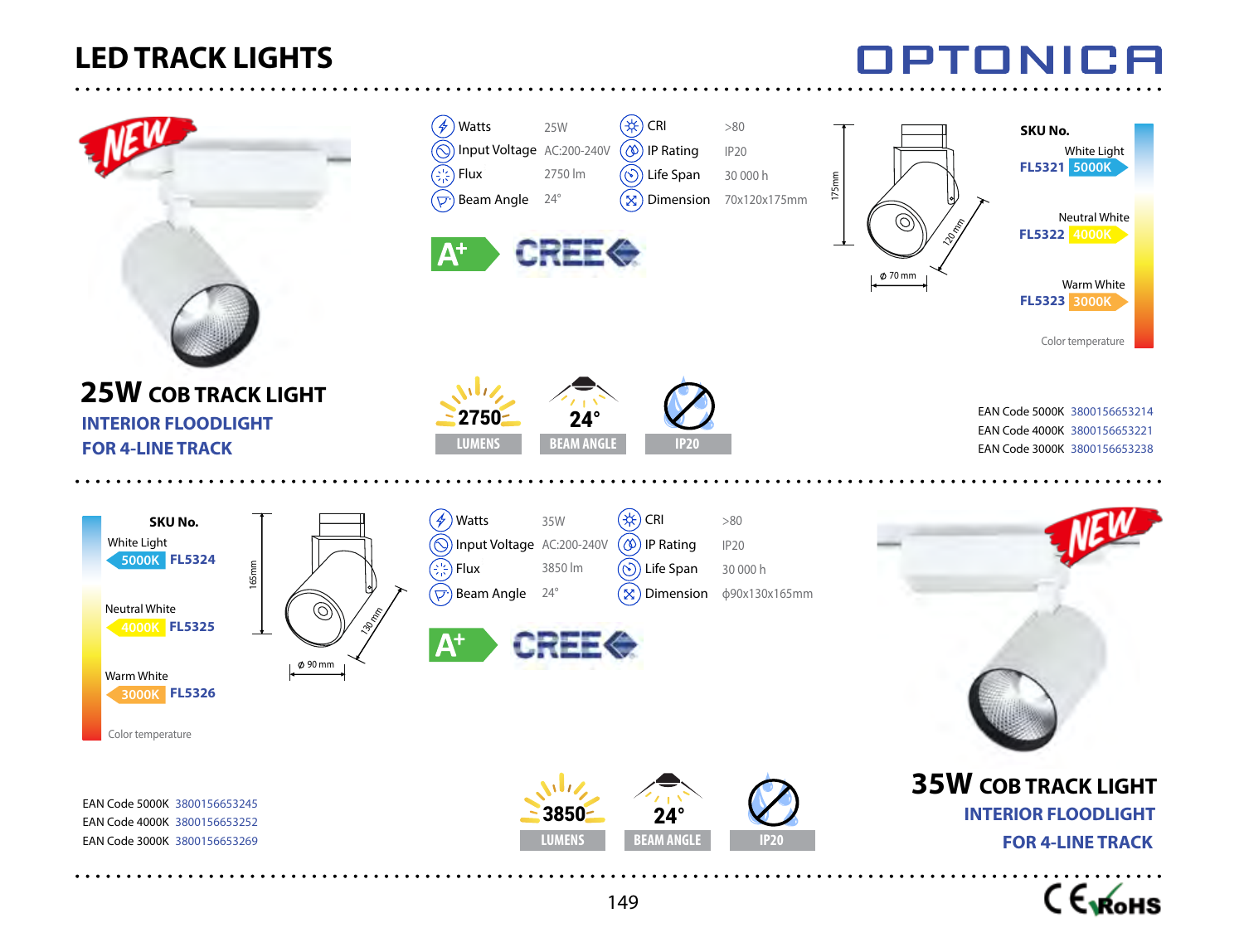# LED TRACK LIGHTS

OPTONICA

NEW

| | | | |
|---|---|---|---|
| Watts | 25W | CRI | >80 |
| Input Voltage | AC:200-240V | IP Rating | IP20 |
| Flux | 2750 lm | Life Span | 30 000 h |
| Beam Angle | 24° | Dimension | 70x120x175mm |

A+ CREE

175mm · 120 mm · ϕ 70 mm

**SKU No.**

| | | |
|---|---|---|
| White Light | FL5321 | 5000K |
| Neutral White | FL5322 | 4000K |
| Warm White | FL5323 | 3000K |

Color temperature

## 25W COB TRACK LIGHT

### INTERIOR FLOODLIGHT
### FOR 4-LINE TRACK

2750 LUMENS · 24° BEAM ANGLE · IP20

EAN Code 5000K 3800156653214
EAN Code 4000K 3800156653221
EAN Code 3000K 3800156653238

**SKU No.**

| | | |
|---|---|---|
| White Light | 5000K | FL5324 |
| Neutral White | 4000K | FL5325 |
| Warm White | 3000K | FL5326 |

Color temperature

165mm · 130 mm · ϕ 90 mm

| | | | |
|---|---|---|---|
| Watts | 35W | CRI | >80 |
| Input Voltage | AC:200-240V | IP Rating | IP20 |
| Flux | 3850 lm | Life Span | 30 000 h |
| Beam Angle | 24° | Dimension | ϕ90x130x165mm |

A+ CREE

NEW

EAN Code 5000K 3800156653245
EAN Code 4000K 3800156653252
EAN Code 3000K 3800156653269

3850 LUMENS · 24° BEAM ANGLE · IP20

## 35W COB TRACK LIGHT

### INTERIOR FLOODLIGHT
### FOR 4-LINE TRACK

CE RoHS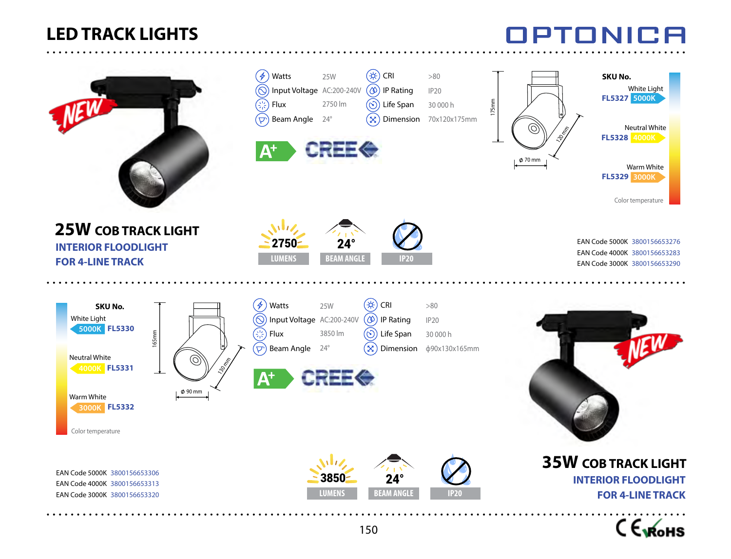# LED TRACK LIGHTS

OPTONICA

NEW

| | | | |
|---|---|---|---|
| Watts | 25W | CRI | >80 |
| Input Voltage | AC:200-240V | IP Rating | IP20 |
| Flux | 2750 lm | Life Span | 30 000 h |
| Beam Angle | 24° | Dimension | 70x120x175mm |

A+ CREE

175mm, 120 mm, ϕ 70 mm

**SKU No.**

| Color | SKU | Temperature |
|---|---|---|
| White Light | FL5327 | 5000K |
| Neutral White | FL5328 | 4000K |
| Warm White | FL5329 | 3000K |

Color temperature

## 25W COB TRACK LIGHT

### INTERIOR FLOODLIGHT
### FOR 4-LINE TRACK

2750 LUMENS | 24° BEAM ANGLE | IP20

EAN Code 5000K 3800156653276
EAN Code 4000K 3800156653283
EAN Code 3000K 3800156653290

**SKU No.**

| Color | Temperature | SKU |
|---|---|---|
| White Light | 5000K | FL5330 |
| Neutral White | 4000K | FL5331 |
| Warm White | 3000K | FL5332 |

Color temperature

165mm, 130 mm, ϕ 90 mm

| | | | |
|---|---|---|---|
| Watts | 25W | CRI | >80 |
| Input Voltage | AC:200-240V | IP Rating | IP20 |
| Flux | 3850 lm | Life Span | 30 000 h |
| Beam Angle | 24° | Dimension | ϕ90x130x165mm |

A+ CREE

NEW

EAN Code 5000K 3800156653306
EAN Code 4000K 3800156653313
EAN Code 3000K 3800156653320

3850 LUMENS | 24° BEAM ANGLE | IP20

## 35W COB TRACK LIGHT

### INTERIOR FLOODLIGHT
### FOR 4-LINE TRACK

CE RoHS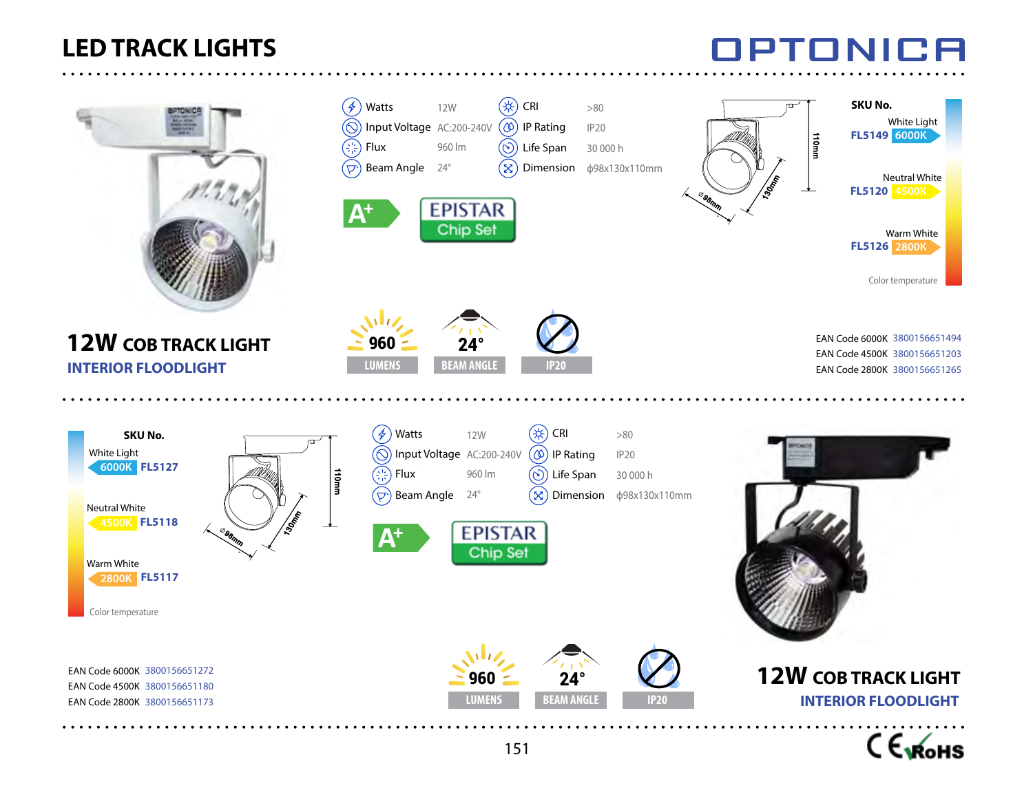# LED TRACK LIGHTS

## 12W COB TRACK LIGHT

### INTERIOR FLOODLIGHT

| | | | |
|---|---|---|---|
| Watts | 12W | CRI | >80 |
| Input Voltage | AC:200-240V | IP Rating | IP20 |
| Flux | 960 lm | Life Span | 30 000 h |
| Beam Angle | 24° | Dimension | ϕ98x130x110mm |

A+

EPISTAR Chip Set

960 LUMENS | 24° BEAM ANGLE | IP20

ϕ98mm, 130mm, 110mm

**SKU No.**

| Color | Color temperature | SKU |
|---|---|---|
| White Light | 6000K | FL5149 |
| Neutral White | 4500K | FL5120 |
| Warm White | 2800K | FL5126 |

Color temperature

EAN Code 6000K 3800156651494
EAN Code 4500K 3800156651203
EAN Code 2800K 3800156651265

---

## 12W COB TRACK LIGHT

### INTERIOR FLOODLIGHT

**SKU No.**

| Color | Color temperature | SKU |
|---|---|---|
| White Light | 6000K | FL5127 |
| Neutral White | 4500K | FL5118 |
| Warm White | 2800K | FL5117 |

Color temperature

ϕ98mm, 130mm, 110mm

| | | | |
|---|---|---|---|
| Watts | 12W | CRI | >80 |
| Input Voltage | AC:200-240V | IP Rating | IP20 |
| Flux | 960 lm | Life Span | 30 000 h |
| Beam Angle | 24° | Dimension | ϕ98x130x110mm |

A+

EPISTAR Chip Set

EAN Code 6000K 3800156651272
EAN Code 4500K 3800156651180
EAN Code 2800K 3800156651173

960 LUMENS | 24° BEAM ANGLE | IP20

CE RoHS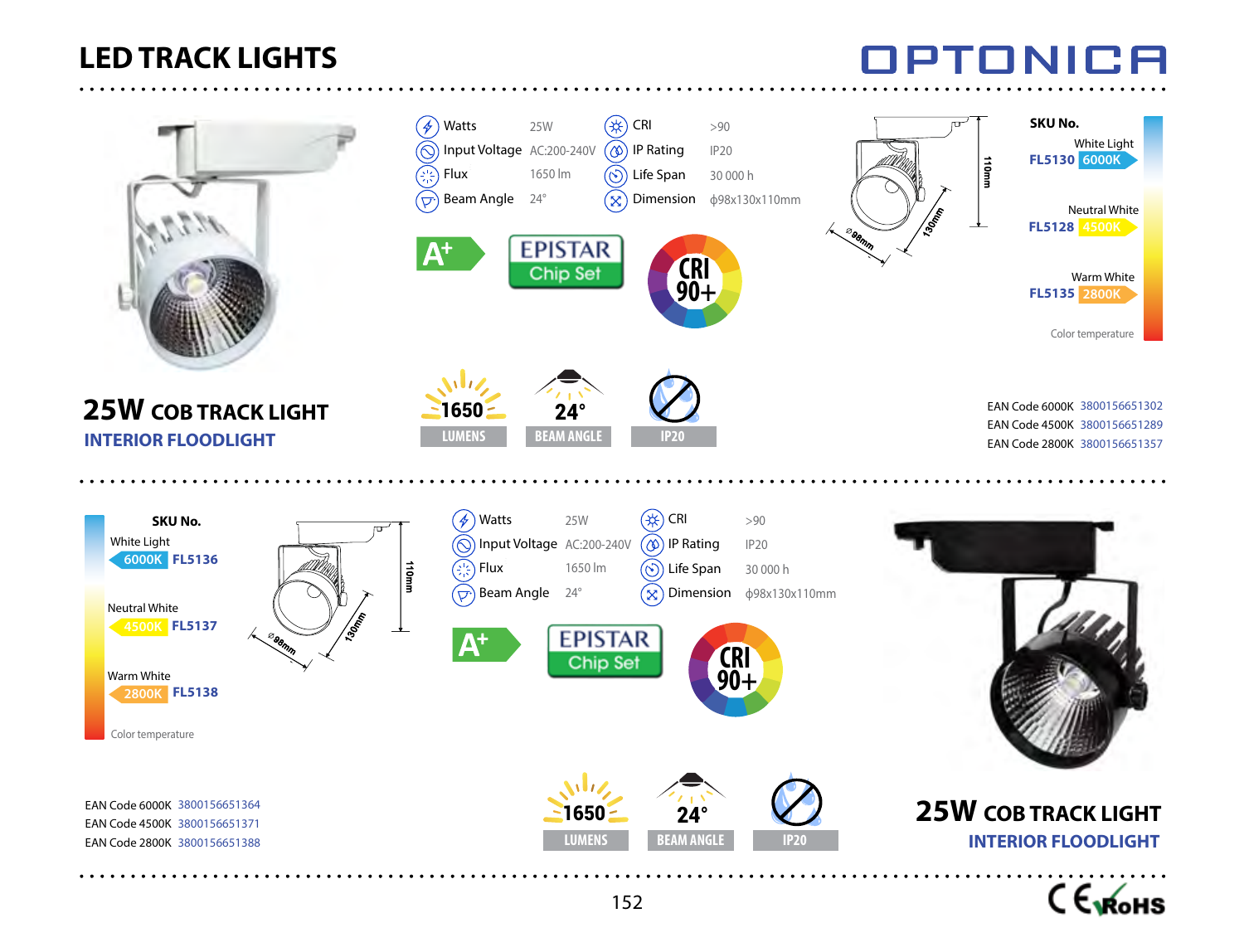# LED TRACK LIGHTS

OPTONICA

## 25W COB TRACK LIGHT

### INTERIOR FLOODLIGHT

| | | | |
|---|---|---|---|
| Watts | 25W | CRI | >90 |
| Input Voltage | AC:200-240V | IP Rating | IP20 |
| Flux | 1650 lm | Life Span | 30 000 h |
| Beam Angle | 24° | Dimension | ϕ98x130x110mm |

A+ | EPISTAR Chip Set | CRI 90+

1650 LUMENS | 24° BEAM ANGLE | IP20

110mm | 130mm | ⌀98mm

**SKU No.**

| Color | SKU | Color temperature |
|---|---|---|
| White Light | FL5130 | 6000K |
| Neutral White | FL5128 | 4500K |
| Warm White | FL5135 | 2800K |

Color temperature

| | |
|---|---|
| EAN Code 6000K | 3800156651302 |
| EAN Code 4500K | 3800156651289 |
| EAN Code 2800K | 3800156651357 |

---

## 25W COB TRACK LIGHT

### INTERIOR FLOODLIGHT

**SKU No.**

| Color | Color temperature | SKU |
|---|---|---|
| White Light | 6000K | FL5136 |
| Neutral White | 4500K | FL5137 |
| Warm White | 2800K | FL5138 |

Color temperature

110mm | 130mm | ⌀98mm

| | | | |
|---|---|---|---|
| Watts | 25W | CRI | >90 |
| Input Voltage | AC:200-240V | IP Rating | IP20 |
| Flux | 1650 lm | Life Span | 30 000 h |
| Beam Angle | 24° | Dimension | ϕ98x130x110mm |

A+ | EPISTAR Chip Set | CRI 90+

1650 LUMENS | 24° BEAM ANGLE | IP20

| | |
|---|---|
| EAN Code 6000K | 3800156651364 |
| EAN Code 4500K | 3800156651371 |
| EAN Code 2800K | 3800156651388 |

CE RoHS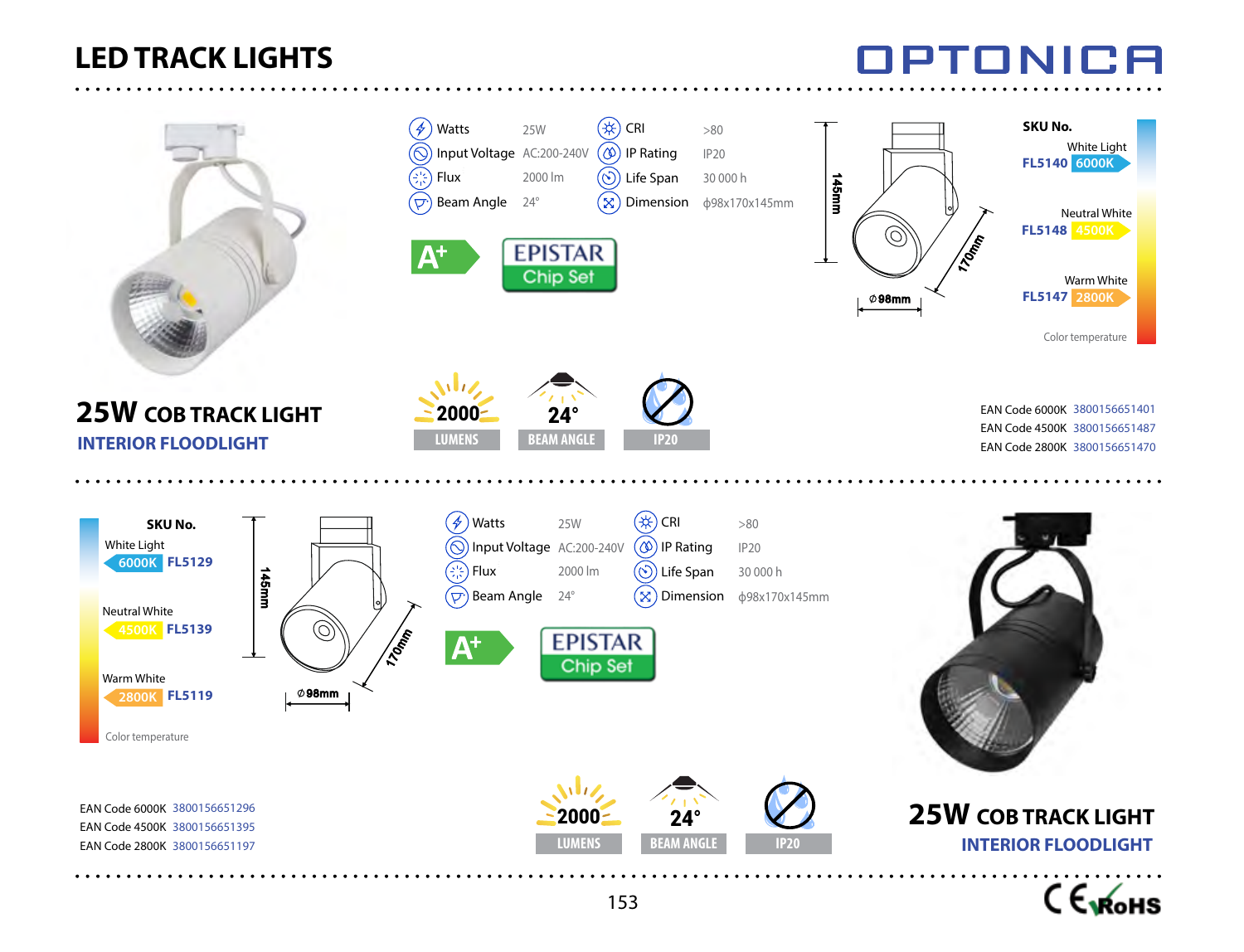# LED TRACK LIGHTS

OPTONICA

## 25W COB TRACK LIGHT
### INTERIOR FLOODLIGHT

| | | | |
|---|---|---|---|
| Watts | 25W | CRI | >80 |
| Input Voltage | AC:200-240V | IP Rating | IP20 |
| Flux | 2000 lm | Life Span | 30 000 h |
| Beam Angle | 24° | Dimension | ϕ98x170x145mm |

A+

EPISTAR Chip Set

145mm, 170mm, ⌀98mm

2000 LUMENS | 24° BEAM ANGLE | IP20

**SKU No.**

| Color | SKU | Color temperature |
|---|---|---|
| White Light | FL5140 | 6000K |
| Neutral White | FL5148 | 4500K |
| Warm White | FL5147 | 2800K |

Color temperature

EAN Code 6000K 3800156651401
EAN Code 4500K 3800156651487
EAN Code 2800K 3800156651470

---

## 25W COB TRACK LIGHT
### INTERIOR FLOODLIGHT

**SKU No.**

| Color | Color temperature | SKU |
|---|---|---|
| White Light | 6000K | FL5129 |
| Neutral White | 4500K | FL5139 |
| Warm White | 2800K | FL5119 |

Color temperature

145mm, 170mm, ⌀98mm

| | | | |
|---|---|---|---|
| Watts | 25W | CRI | >80 |
| Input Voltage | AC:200-240V | IP Rating | IP20 |
| Flux | 2000 lm | Life Span | 30 000 h |
| Beam Angle | 24° | Dimension | ϕ98x170x145mm |

A+

EPISTAR Chip Set

2000 LUMENS | 24° BEAM ANGLE | IP20

EAN Code 6000K 3800156651296
EAN Code 4500K 3800156651395
EAN Code 2800K 3800156651197

CE RoHS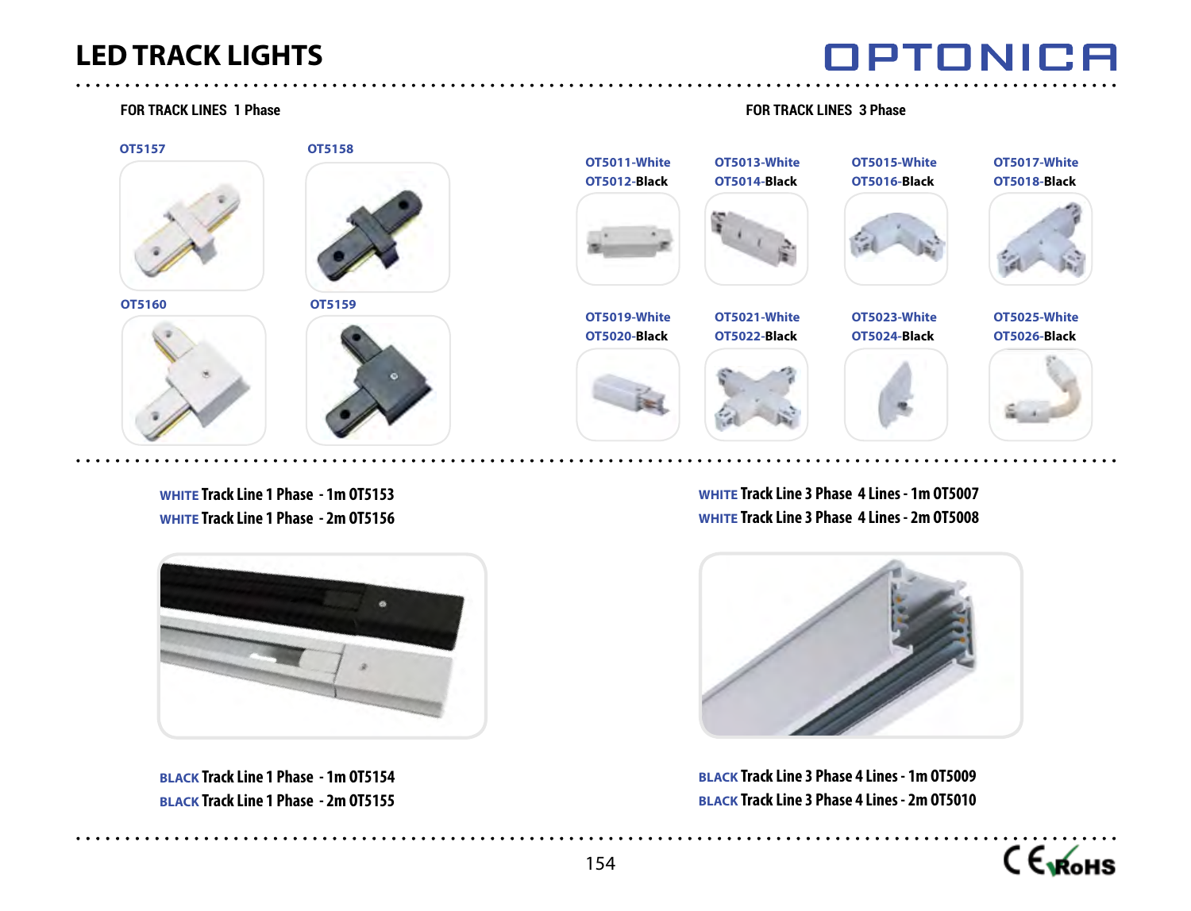# LED TRACK LIGHTS

OPTONICA

## FOR TRACK LINES 1 Phase

OT5157

OT5158

OT5160

OT5159

## FOR TRACK LINES 3 Phase

OT5011-White
OT5012-Black

OT5013-White
OT5014-Black

OT5015-White
OT5016-Black

OT5017-White
OT5018-Black

OT5019-White
OT5020-Black

OT5021-White
OT5022-Black

OT5023-White
OT5024-Black

OT5025-White
OT5026-Black

WHITE Track Line 1 Phase - 1m OT5153
WHITE Track Line 1 Phase - 2m OT5156

BLACK Track Line 1 Phase - 1m OT5154
BLACK Track Line 1 Phase - 2m OT5155

WHITE Track Line 3 Phase 4 Lines - 1m OT5007
WHITE Track Line 3 Phase 4 Lines - 2m OT5008

BLACK Track Line 3 Phase 4 Lines - 1m OT5009
BLACK Track Line 3 Phase 4 Lines - 2m OT5010

CE RoHS